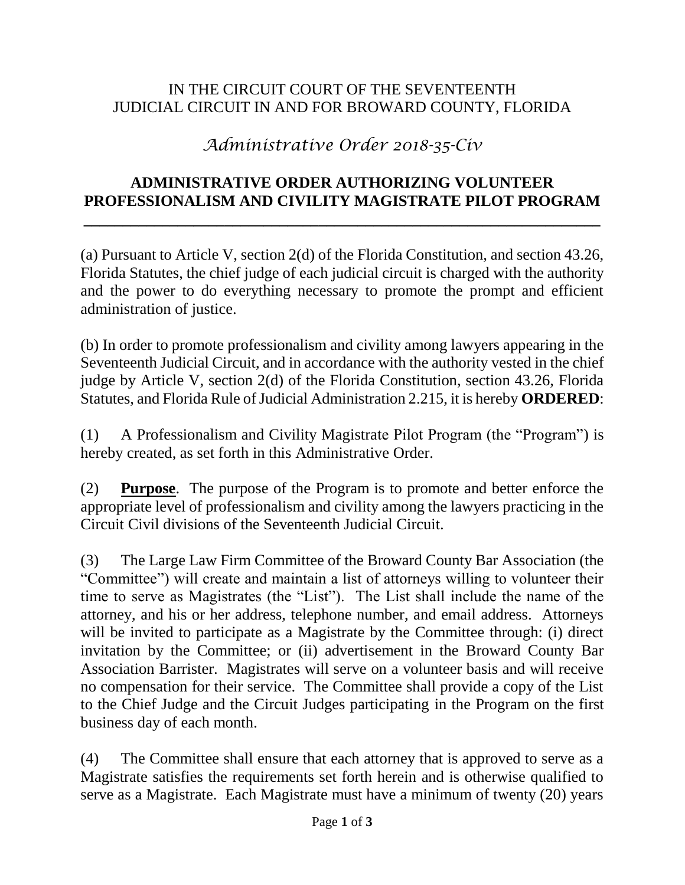IN THE CIRCUIT COURT OF THE SEVENTEENTH
JUDICIAL CIRCUIT IN AND FOR BROWARD COUNTY, FLORIDA

*Administrative Order 2018-35-Civ*

# ADMINISTRATIVE ORDER AUTHORIZING VOLUNTEER PROFESSIONALISM AND CIVILITY MAGISTRATE PILOT PROGRAM

---

(a) Pursuant to Article V, section 2(d) of the Florida Constitution, and section 43.26, Florida Statutes, the chief judge of each judicial circuit is charged with the authority and the power to do everything necessary to promote the prompt and efficient administration of justice.

(b) In order to promote professionalism and civility among lawyers appearing in the Seventeenth Judicial Circuit, and in accordance with the authority vested in the chief judge by Article V, section 2(d) of the Florida Constitution, section 43.26, Florida Statutes, and Florida Rule of Judicial Administration 2.215, it is hereby **ORDERED**:

(1) A Professionalism and Civility Magistrate Pilot Program (the "Program") is hereby created, as set forth in this Administrative Order.

(2) **Purpose**. The purpose of the Program is to promote and better enforce the appropriate level of professionalism and civility among the lawyers practicing in the Circuit Civil divisions of the Seventeenth Judicial Circuit.

(3) The Large Law Firm Committee of the Broward County Bar Association (the "Committee") will create and maintain a list of attorneys willing to volunteer their time to serve as Magistrates (the "List"). The List shall include the name of the attorney, and his or her address, telephone number, and email address. Attorneys will be invited to participate as a Magistrate by the Committee through: (i) direct invitation by the Committee; or (ii) advertisement in the Broward County Bar Association Barrister. Magistrates will serve on a volunteer basis and will receive no compensation for their service. The Committee shall provide a copy of the List to the Chief Judge and the Circuit Judges participating in the Program on the first business day of each month.

(4) The Committee shall ensure that each attorney that is approved to serve as a Magistrate satisfies the requirements set forth herein and is otherwise qualified to serve as a Magistrate. Each Magistrate must have a minimum of twenty (20) years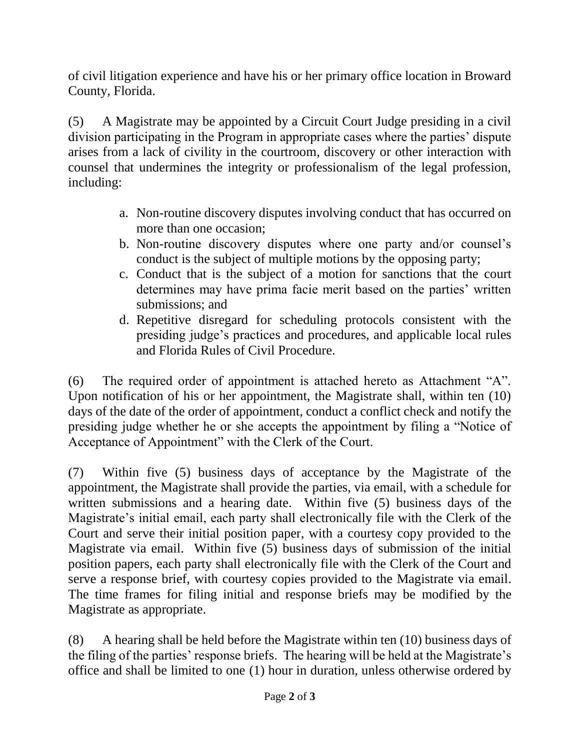of civil litigation experience and have his or her primary office location in Broward County, Florida.

(5) A Magistrate may be appointed by a Circuit Court Judge presiding in a civil division participating in the Program in appropriate cases where the parties' dispute arises from a lack of civility in the courtroom, discovery or other interaction with counsel that undermines the integrity or professionalism of the legal profession, including:

a. Non-routine discovery disputes involving conduct that has occurred on more than one occasion;
b. Non-routine discovery disputes where one party and/or counsel's conduct is the subject of multiple motions by the opposing party;
c. Conduct that is the subject of a motion for sanctions that the court determines may have prima facie merit based on the parties' written submissions; and
d. Repetitive disregard for scheduling protocols consistent with the presiding judge's practices and procedures, and applicable local rules and Florida Rules of Civil Procedure.

(6) The required order of appointment is attached hereto as Attachment "A". Upon notification of his or her appointment, the Magistrate shall, within ten (10) days of the date of the order of appointment, conduct a conflict check and notify the presiding judge whether he or she accepts the appointment by filing a "Notice of Acceptance of Appointment" with the Clerk of the Court.

(7) Within five (5) business days of acceptance by the Magistrate of the appointment, the Magistrate shall provide the parties, via email, with a schedule for written submissions and a hearing date. Within five (5) business days of the Magistrate's initial email, each party shall electronically file with the Clerk of the Court and serve their initial position paper, with a courtesy copy provided to the Magistrate via email. Within five (5) business days of submission of the initial position papers, each party shall electronically file with the Clerk of the Court and serve a response brief, with courtesy copies provided to the Magistrate via email. The time frames for filing initial and response briefs may be modified by the Magistrate as appropriate.

(8) A hearing shall be held before the Magistrate within ten (10) business days of the filing of the parties' response briefs. The hearing will be held at the Magistrate's office and shall be limited to one (1) hour in duration, unless otherwise ordered by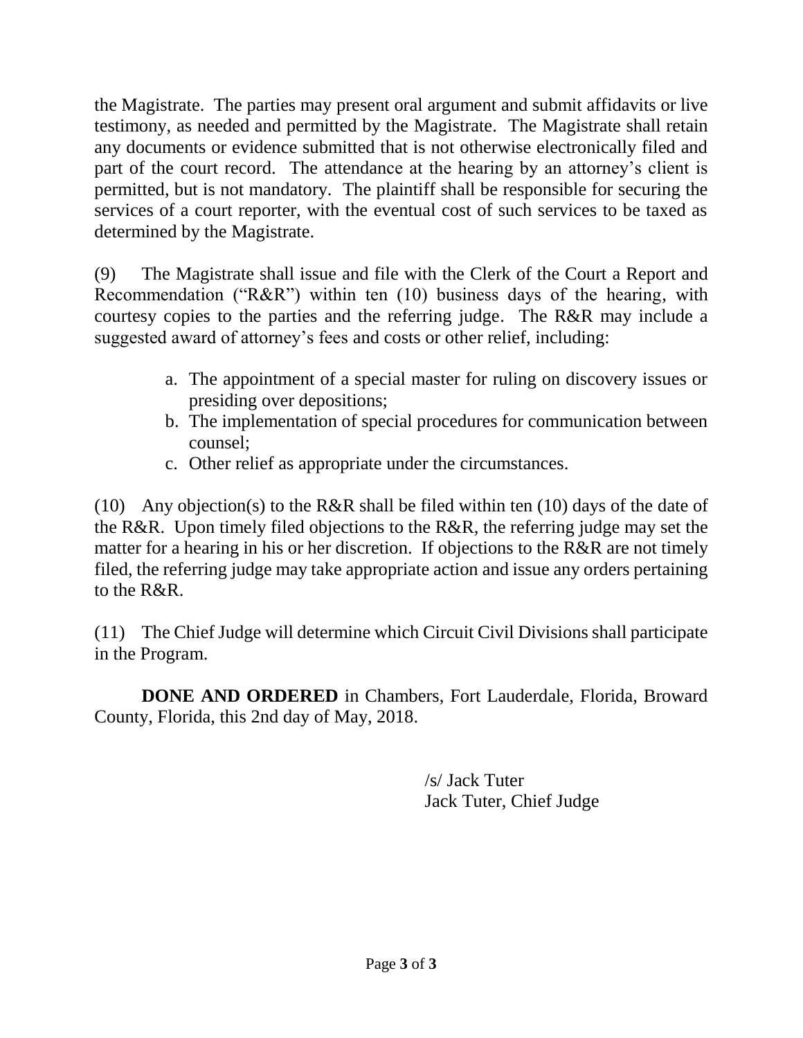the Magistrate. The parties may present oral argument and submit affidavits or live testimony, as needed and permitted by the Magistrate. The Magistrate shall retain any documents or evidence submitted that is not otherwise electronically filed and part of the court record. The attendance at the hearing by an attorney's client is permitted, but is not mandatory. The plaintiff shall be responsible for securing the services of a court reporter, with the eventual cost of such services to be taxed as determined by the Magistrate.

(9) The Magistrate shall issue and file with the Clerk of the Court a Report and Recommendation ("R&R") within ten (10) business days of the hearing, with courtesy copies to the parties and the referring judge. The R&R may include a suggested award of attorney's fees and costs or other relief, including:

a. The appointment of a special master for ruling on discovery issues or presiding over depositions;
b. The implementation of special procedures for communication between counsel;
c. Other relief as appropriate under the circumstances.

(10) Any objection(s) to the R&R shall be filed within ten (10) days of the date of the R&R. Upon timely filed objections to the R&R, the referring judge may set the matter for a hearing in his or her discretion. If objections to the R&R are not timely filed, the referring judge may take appropriate action and issue any orders pertaining to the R&R.

(11) The Chief Judge will determine which Circuit Civil Divisions shall participate in the Program.

**DONE AND ORDERED** in Chambers, Fort Lauderdale, Florida, Broward County, Florida, this 2nd day of May, 2018.

/s/ Jack Tuter
Jack Tuter, Chief Judge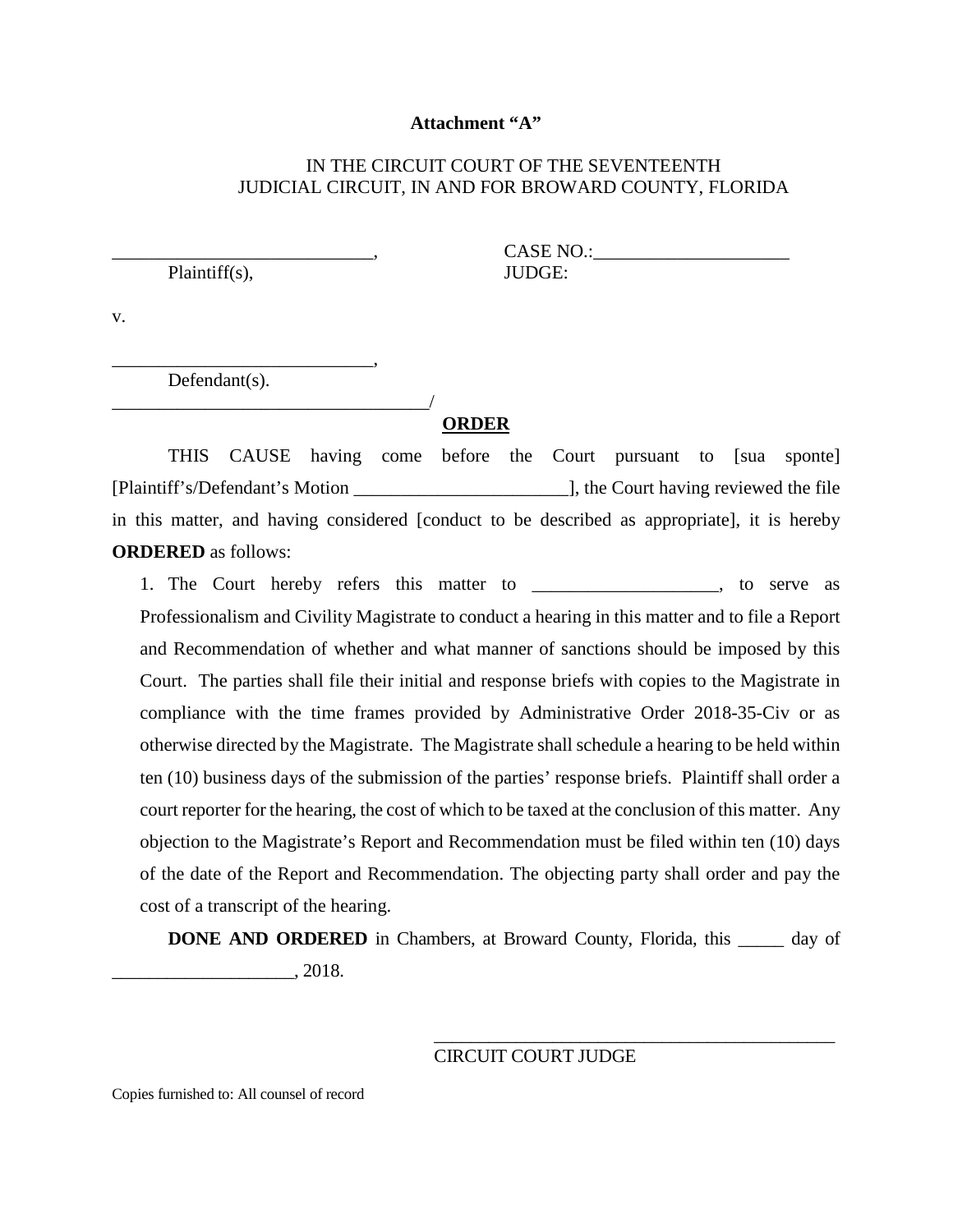**Attachment "A"**

IN THE CIRCUIT COURT OF THE SEVENTEENTH
JUDICIAL CIRCUIT, IN AND FOR BROWARD COUNTY, FLORIDA

____________________________,
Plaintiff(s),

CASE NO.:_____________________
JUDGE:

v.

____________________________,
Defendant(s).
___________________________________/

**ORDER**

THIS CAUSE having come before the Court pursuant to [sua sponte] [Plaintiff's/Defendant's Motion _______________________], the Court having reviewed the file in this matter, and having considered [conduct to be described as appropriate], it is hereby **ORDERED** as follows:

1. The Court hereby refers this matter to ____________________, to serve as Professionalism and Civility Magistrate to conduct a hearing in this matter and to file a Report and Recommendation of whether and what manner of sanctions should be imposed by this Court. The parties shall file their initial and response briefs with copies to the Magistrate in compliance with the time frames provided by Administrative Order 2018-35-Civ or as otherwise directed by the Magistrate. The Magistrate shall schedule a hearing to be held within ten (10) business days of the submission of the parties' response briefs. Plaintiff shall order a court reporter for the hearing, the cost of which to be taxed at the conclusion of this matter. Any objection to the Magistrate's Report and Recommendation must be filed within ten (10) days of the date of the Report and Recommendation. The objecting party shall order and pay the cost of a transcript of the hearing.

**DONE AND ORDERED** in Chambers, at Broward County, Florida, this _____ day of ____________________, 2018.

_____________________________________________
CIRCUIT COURT JUDGE

Copies furnished to: All counsel of record